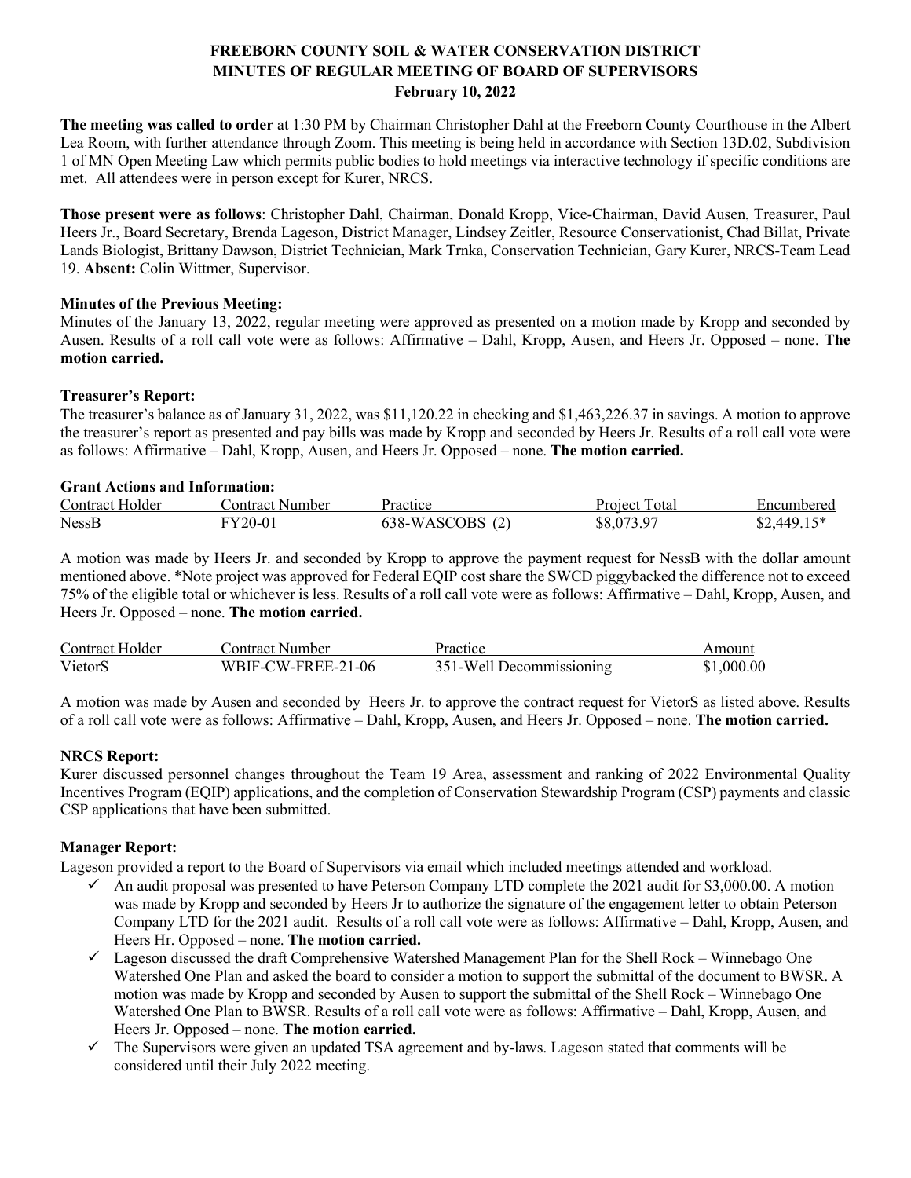# FREEBORN COUNTY SOIL & WATER CONSERVATION DISTRICT
## MINUTES OF REGULAR MEETING OF BOARD OF SUPERVISORS
### February 10, 2022

**The meeting was called to order** at 1:30 PM by Chairman Christopher Dahl at the Freeborn County Courthouse in the Albert Lea Room, with further attendance through Zoom. This meeting is being held in accordance with Section 13D.02, Subdivision 1 of MN Open Meeting Law which permits public bodies to hold meetings via interactive technology if specific conditions are met. All attendees were in person except for Kurer, NRCS.

**Those present were as follows**: Christopher Dahl, Chairman, Donald Kropp, Vice-Chairman, David Ausen, Treasurer, Paul Heers Jr., Board Secretary, Brenda Lageson, District Manager, Lindsey Zeitler, Resource Conservationist, Chad Billat, Private Lands Biologist, Brittany Dawson, District Technician, Mark Trnka, Conservation Technician, Gary Kurer, NRCS-Team Lead 19. **Absent:** Colin Wittmer, Supervisor.

**Minutes of the Previous Meeting:**

Minutes of the January 13, 2022, regular meeting were approved as presented on a motion made by Kropp and seconded by Ausen. Results of a roll call vote were as follows: Affirmative – Dahl, Kropp, Ausen, and Heers Jr. Opposed – none. **The motion carried.**

**Treasurer's Report:**

The treasurer's balance as of January 31, 2022, was $11,120.22 in checking and $1,463,226.37 in savings. A motion to approve the treasurer's report as presented and pay bills was made by Kropp and seconded by Heers Jr. Results of a roll call vote were as follows: Affirmative – Dahl, Kropp, Ausen, and Heers Jr. Opposed – none. **The motion carried.**

**Grant Actions and Information:**

| Contract Holder | Contract Number | Practice | Project Total | Encumbered |
|---|---|---|---|---|
| NessB | FY20-01 | 638-WASCOBS (2) | $8,073.97 | $2,449.15* |

A motion was made by Heers Jr. and seconded by Kropp to approve the payment request for NessB with the dollar amount mentioned above. *Note project was approved for Federal EQIP cost share the SWCD piggybacked the difference not to exceed 75% of the eligible total or whichever is less. Results of a roll call vote were as follows: Affirmative – Dahl, Kropp, Ausen, and Heers Jr. Opposed – none. **The motion carried.**

| Contract Holder | Contract Number | Practice | Amount |
|---|---|---|---|
| VietorS | WBIF-CW-FREE-21-06 | 351-Well Decommissioning | $1,000.00 |

A motion was made by Ausen and seconded by Heers Jr. to approve the contract request for VietorS as listed above. Results of a roll call vote were as follows: Affirmative – Dahl, Kropp, Ausen, and Heers Jr. Opposed – none. **The motion carried.**

**NRCS Report:**

Kurer discussed personnel changes throughout the Team 19 Area, assessment and ranking of 2022 Environmental Quality Incentives Program (EQIP) applications, and the completion of Conservation Stewardship Program (CSP) payments and classic CSP applications that have been submitted.

**Manager Report:**

Lageson provided a report to the Board of Supervisors via email which included meetings attended and workload.

- ✓ An audit proposal was presented to have Peterson Company LTD complete the 2021 audit for $3,000.00. A motion was made by Kropp and seconded by Heers Jr to authorize the signature of the engagement letter to obtain Peterson Company LTD for the 2021 audit. Results of a roll call vote were as follows: Affirmative – Dahl, Kropp, Ausen, and Heers Hr. Opposed – none. **The motion carried.**
- ✓ Lageson discussed the draft Comprehensive Watershed Management Plan for the Shell Rock – Winnebago One Watershed One Plan and asked the board to consider a motion to support the submittal of the document to BWSR. A motion was made by Kropp and seconded by Ausen to support the submittal of the Shell Rock – Winnebago One Watershed One Plan to BWSR. Results of a roll call vote were as follows: Affirmative – Dahl, Kropp, Ausen, and Heers Jr. Opposed – none. **The motion carried.**
- ✓ The Supervisors were given an updated TSA agreement and by-laws. Lageson stated that comments will be considered until their July 2022 meeting.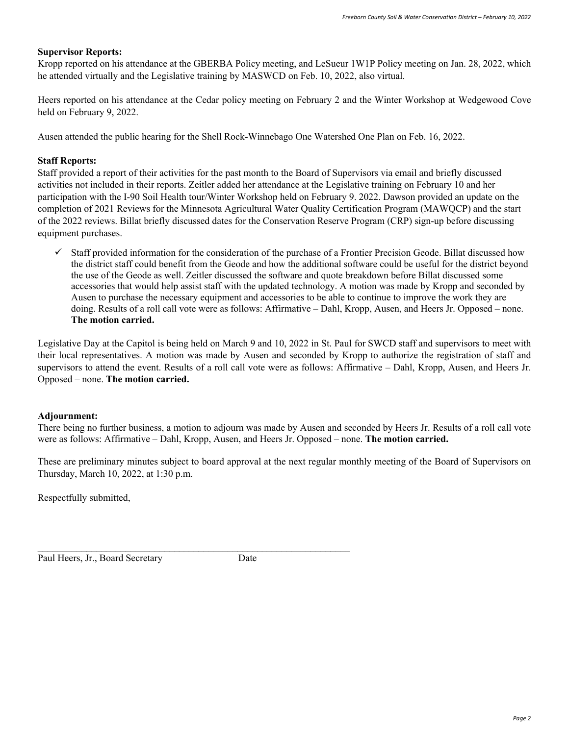**Supervisor Reports:**
Kropp reported on his attendance at the GBERBA Policy meeting, and LeSueur 1W1P Policy meeting on Jan. 28, 2022, which he attended virtually and the Legislative training by MASWCD on Feb. 10, 2022, also virtual.

Heers reported on his attendance at the Cedar policy meeting on February 2 and the Winter Workshop at Wedgewood Cove held on February 9, 2022.

Ausen attended the public hearing for the Shell Rock-Winnebago One Watershed One Plan on Feb. 16, 2022.

**Staff Reports:**
Staff provided a report of their activities for the past month to the Board of Supervisors via email and briefly discussed activities not included in their reports. Zeitler added her attendance at the Legislative training on February 10 and her participation with the I-90 Soil Health tour/Winter Workshop held on February 9. 2022. Dawson provided an update on the completion of 2021 Reviews for the Minnesota Agricultural Water Quality Certification Program (MAWQCP) and the start of the 2022 reviews. Billat briefly discussed dates for the Conservation Reserve Program (CRP) sign-up before discussing equipment purchases.

- ✓ Staff provided information for the consideration of the purchase of a Frontier Precision Geode. Billat discussed how the district staff could benefit from the Geode and how the additional software could be useful for the district beyond the use of the Geode as well. Zeitler discussed the software and quote breakdown before Billat discussed some accessories that would help assist staff with the updated technology. A motion was made by Kropp and seconded by Ausen to purchase the necessary equipment and accessories to be able to continue to improve the work they are doing. Results of a roll call vote were as follows: Affirmative – Dahl, Kropp, Ausen, and Heers Jr. Opposed – none. **The motion carried.**

Legislative Day at the Capitol is being held on March 9 and 10, 2022 in St. Paul for SWCD staff and supervisors to meet with their local representatives. A motion was made by Ausen and seconded by Kropp to authorize the registration of staff and supervisors to attend the event. Results of a roll call vote were as follows: Affirmative – Dahl, Kropp, Ausen, and Heers Jr. Opposed – none. **The motion carried.**

**Adjournment:**
There being no further business, a motion to adjourn was made by Ausen and seconded by Heers Jr. Results of a roll call vote were as follows: Affirmative – Dahl, Kropp, Ausen, and Heers Jr. Opposed – none. **The motion carried.**

These are preliminary minutes subject to board approval at the next regular monthly meeting of the Board of Supervisors on Thursday, March 10, 2022, at 1:30 p.m.

Respectfully submitted,

\_\_\_\_\_\_\_\_\_\_\_\_\_\_\_\_\_\_\_\_\_\_\_\_\_\_\_\_\_\_\_\_\_\_\_\_\_\_\_\_\_\_\_\_\_\_\_\_\_\_\_\_\_\_\_\_\_\_\_\_\_\_

Paul Heers, Jr., Board Secretary Date